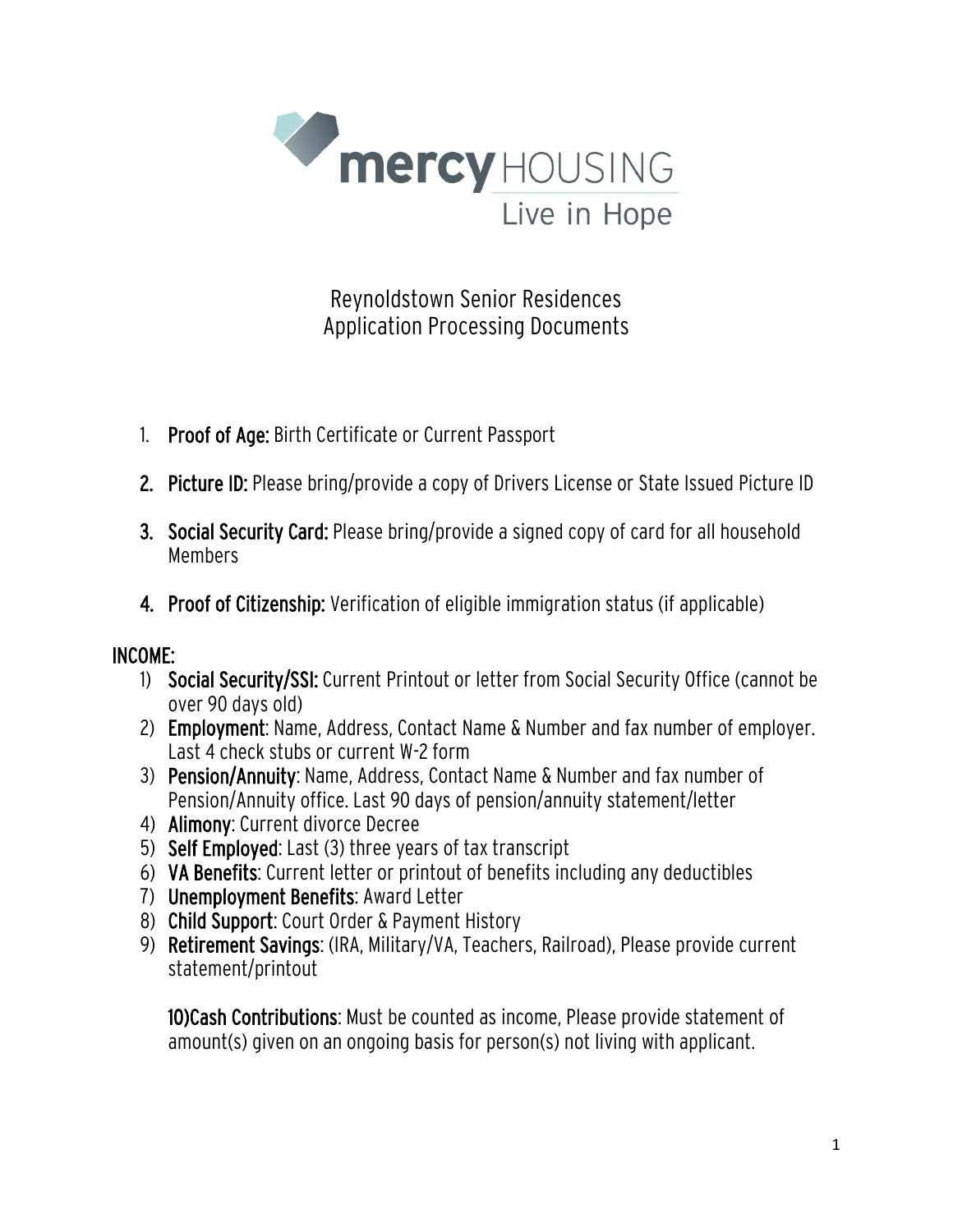# Reynoldstown Senior Residences
## Application Processing Documents

1. **Proof of Age:** Birth Certificate or Current Passport

2. **Picture ID:** Please bring/provide a copy of Drivers License or State Issued Picture ID

3. **Social Security Card:** Please bring/provide a signed copy of card for all household Members

4. **Proof of Citizenship:** Verification of eligible immigration status (if applicable)

**INCOME:**

1) **Social Security/SSI:** Current Printout or letter from Social Security Office (cannot be over 90 days old)
2) **Employment**: Name, Address, Contact Name & Number and fax number of employer. Last 4 check stubs or current W-2 form
3) **Pension/Annuity**: Name, Address, Contact Name & Number and fax number of Pension/Annuity office. Last 90 days of pension/annuity statement/letter
4) **Alimony**: Current divorce Decree
5) **Self Employed**: Last (3) three years of tax transcript
6) **VA Benefits**: Current letter or printout of benefits including any deductibles
7) **Unemployment Benefits**: Award Letter
8) **Child Support**: Court Order & Payment History
9) **Retirement Savings**: (IRA, Military/VA, Teachers, Railroad), Please provide current statement/printout

10) **Cash Contributions**: Must be counted as income, Please provide statement of amount(s) given on an ongoing basis for person(s) not living with applicant.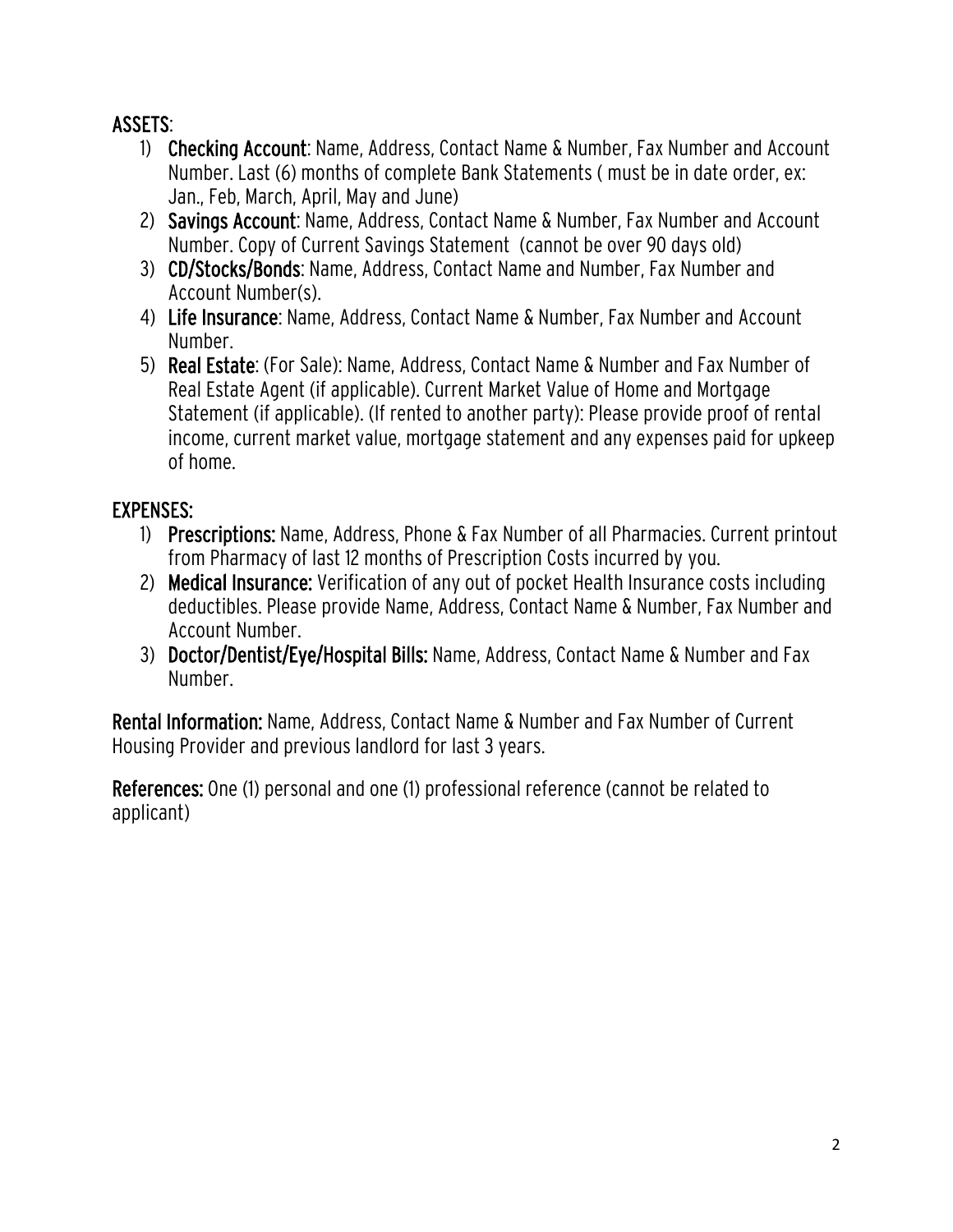## ASSETS:

1) **Checking Account**: Name, Address, Contact Name & Number, Fax Number and Account Number. Last (6) months of complete Bank Statements ( must be in date order, ex: Jan., Feb, March, April, May and June)
2) **Savings Account**: Name, Address, Contact Name & Number, Fax Number and Account Number. Copy of Current Savings Statement (cannot be over 90 days old)
3) **CD/Stocks/Bonds**: Name, Address, Contact Name and Number, Fax Number and Account Number(s).
4) **Life Insurance**: Name, Address, Contact Name & Number, Fax Number and Account Number.
5) **Real Estate**: (For Sale): Name, Address, Contact Name & Number and Fax Number of Real Estate Agent (if applicable). Current Market Value of Home and Mortgage Statement (if applicable). (If rented to another party): Please provide proof of rental income, current market value, mortgage statement and any expenses paid for upkeep of home.

## EXPENSES:

1) **Prescriptions:** Name, Address, Phone & Fax Number of all Pharmacies. Current printout from Pharmacy of last 12 months of Prescription Costs incurred by you.
2) **Medical Insurance:** Verification of any out of pocket Health Insurance costs including deductibles. Please provide Name, Address, Contact Name & Number, Fax Number and Account Number.
3) **Doctor/Dentist/Eye/Hospital Bills:** Name, Address, Contact Name & Number and Fax Number.

**Rental Information:** Name, Address, Contact Name & Number and Fax Number of Current Housing Provider and previous landlord for last 3 years.

**References:** One (1) personal and one (1) professional reference (cannot be related to applicant)